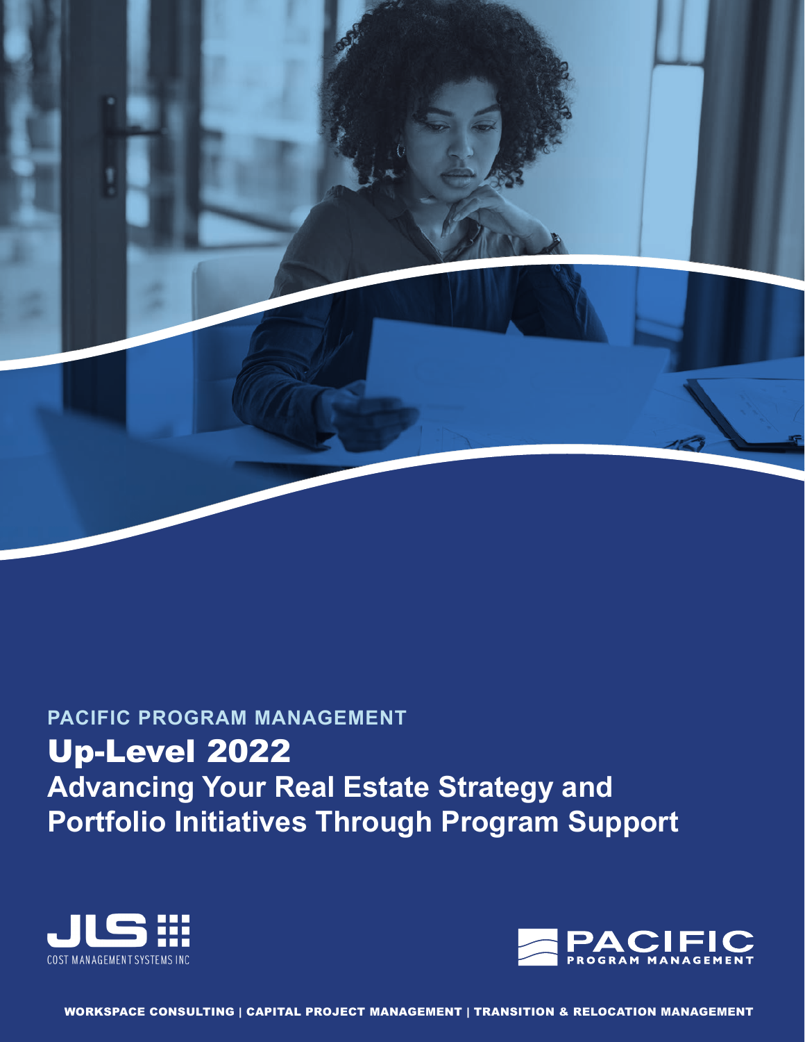PACIFIC PROGRAM MANAGEMENT

# Up-Level 2022

## Advancing Your Real Estate Strategy and Portfolio Initiatives Through Program Support

JLS COST MANAGEMENT SYSTEMS INC

PACIFIC PROGRAM MANAGEMENT

WORKSPACE CONSULTING | CAPITAL PROJECT MANAGEMENT | TRANSITION & RELOCATION MANAGEMENT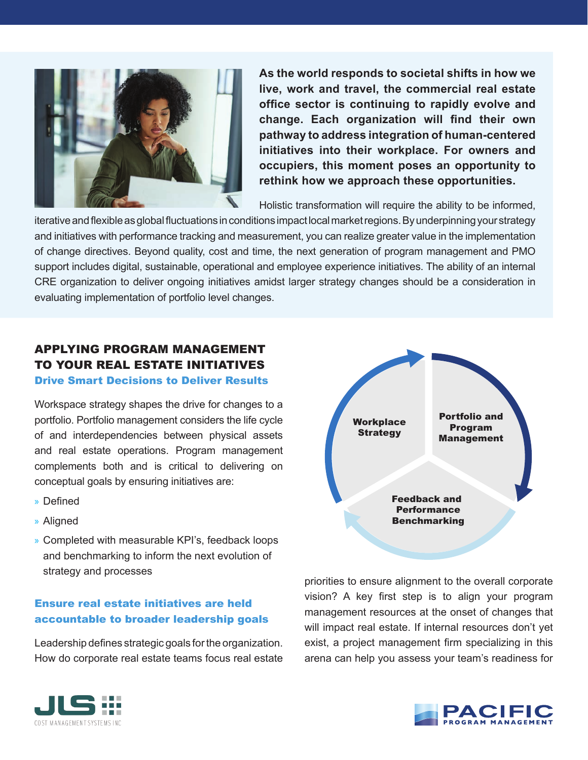**As the world responds to societal shifts in how we live, work and travel, the commercial real estate office sector is continuing to rapidly evolve and change. Each organization will find their own pathway to address integration of human-centered initiatives into their workplace. For owners and occupiers, this moment poses an opportunity to rethink how we approach these opportunities.**

Holistic transformation will require the ability to be informed, iterative and flexible as global fluctuations in conditions impact local market regions. By underpinning your strategy and initiatives with performance tracking and measurement, you can realize greater value in the implementation of change directives. Beyond quality, cost and time, the next generation of program management and PMO support includes digital, sustainable, operational and employee experience initiatives. The ability of an internal CRE organization to deliver ongoing initiatives amidst larger strategy changes should be a consideration in evaluating implementation of portfolio level changes.

## APPLYING PROGRAM MANAGEMENT TO YOUR REAL ESTATE INITIATIVES

### Drive Smart Decisions to Deliver Results

Workspace strategy shapes the drive for changes to a portfolio. Portfolio management considers the life cycle of and interdependencies between physical assets and real estate operations. Program management complements both and is critical to delivering on conceptual goals by ensuring initiatives are:

- Defined
- Aligned
- Completed with measurable KPI's, feedback loops and benchmarking to inform the next evolution of strategy and processes

Workplace Strategy → Portfolio and Program Management → Feedback and Performance Benchmarking

### Ensure real estate initiatives are held accountable to broader leadership goals

Leadership defines strategic goals for the organization. How do corporate real estate teams focus real estate priorities to ensure alignment to the overall corporate vision? A key first step is to align your program management resources at the onset of changes that will impact real estate. If internal resources don't yet exist, a project management firm specializing in this arena can help you assess your team's readiness for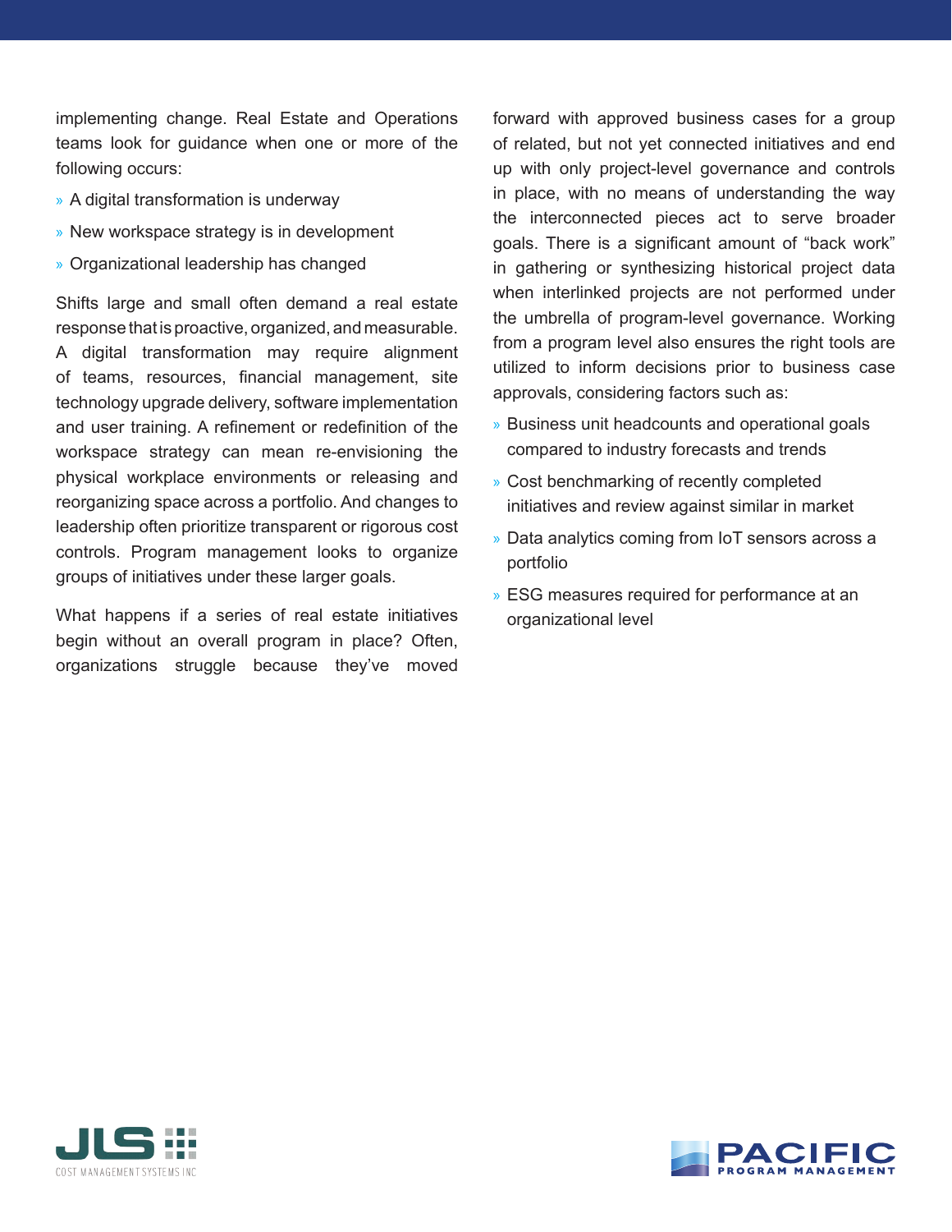implementing change. Real Estate and Operations teams look for guidance when one or more of the following occurs:

- A digital transformation is underway
- New workspace strategy is in development
- Organizational leadership has changed

Shifts large and small often demand a real estate response that is proactive, organized, and measurable. A digital transformation may require alignment of teams, resources, financial management, site technology upgrade delivery, software implementation and user training. A refinement or redefinition of the workspace strategy can mean re-envisioning the physical workplace environments or releasing and reorganizing space across a portfolio. And changes to leadership often prioritize transparent or rigorous cost controls. Program management looks to organize groups of initiatives under these larger goals.

What happens if a series of real estate initiatives begin without an overall program in place? Often, organizations struggle because they've moved forward with approved business cases for a group of related, but not yet connected initiatives and end up with only project-level governance and controls in place, with no means of understanding the way the interconnected pieces act to serve broader goals. There is a significant amount of "back work" in gathering or synthesizing historical project data when interlinked projects are not performed under the umbrella of program-level governance. Working from a program level also ensures the right tools are utilized to inform decisions prior to business case approvals, considering factors such as:

- Business unit headcounts and operational goals compared to industry forecasts and trends
- Cost benchmarking of recently completed initiatives and review against similar in market
- Data analytics coming from IoT sensors across a portfolio
- ESG measures required for performance at an organizational level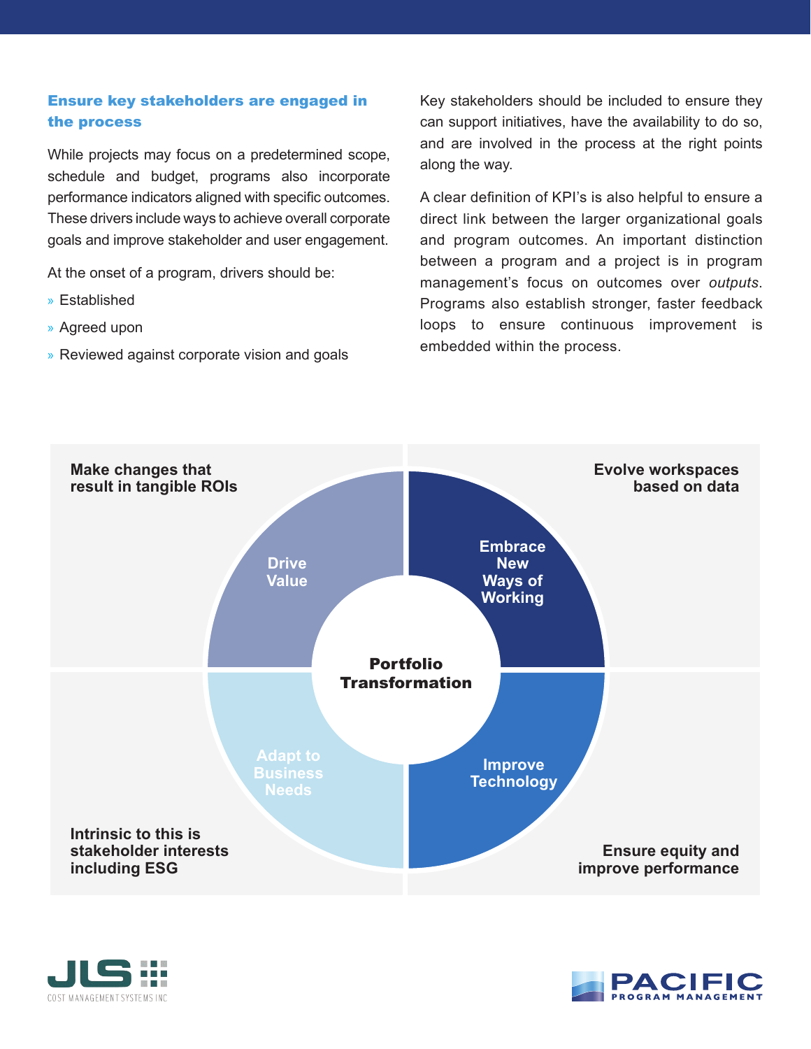### Ensure key stakeholders are engaged in the process

While projects may focus on a predetermined scope, schedule and budget, programs also incorporate performance indicators aligned with specific outcomes. These drivers include ways to achieve overall corporate goals and improve stakeholder and user engagement.

At the onset of a program, drivers should be:

- Established
- Agreed upon
- Reviewed against corporate vision and goals

Key stakeholders should be included to ensure they can support initiatives, have the availability to do so, and are involved in the process at the right points along the way.

A clear definition of KPI's is also helpful to ensure a direct link between the larger organizational goals and program outcomes. An important distinction between a program and a project is in program management's focus on outcomes over *outputs*. Programs also establish stronger, faster feedback loops to ensure continuous improvement is embedded within the process.

**Make changes that result in tangible ROIs**

**Evolve workspaces based on data**

**Drive Value**

**Embrace New Ways of Working**

**Portfolio Transformation**

**Adapt to Business Needs**

**Improve Technology**

**Intrinsic to this is stakeholder interests including ESG**

**Ensure equity and improve performance**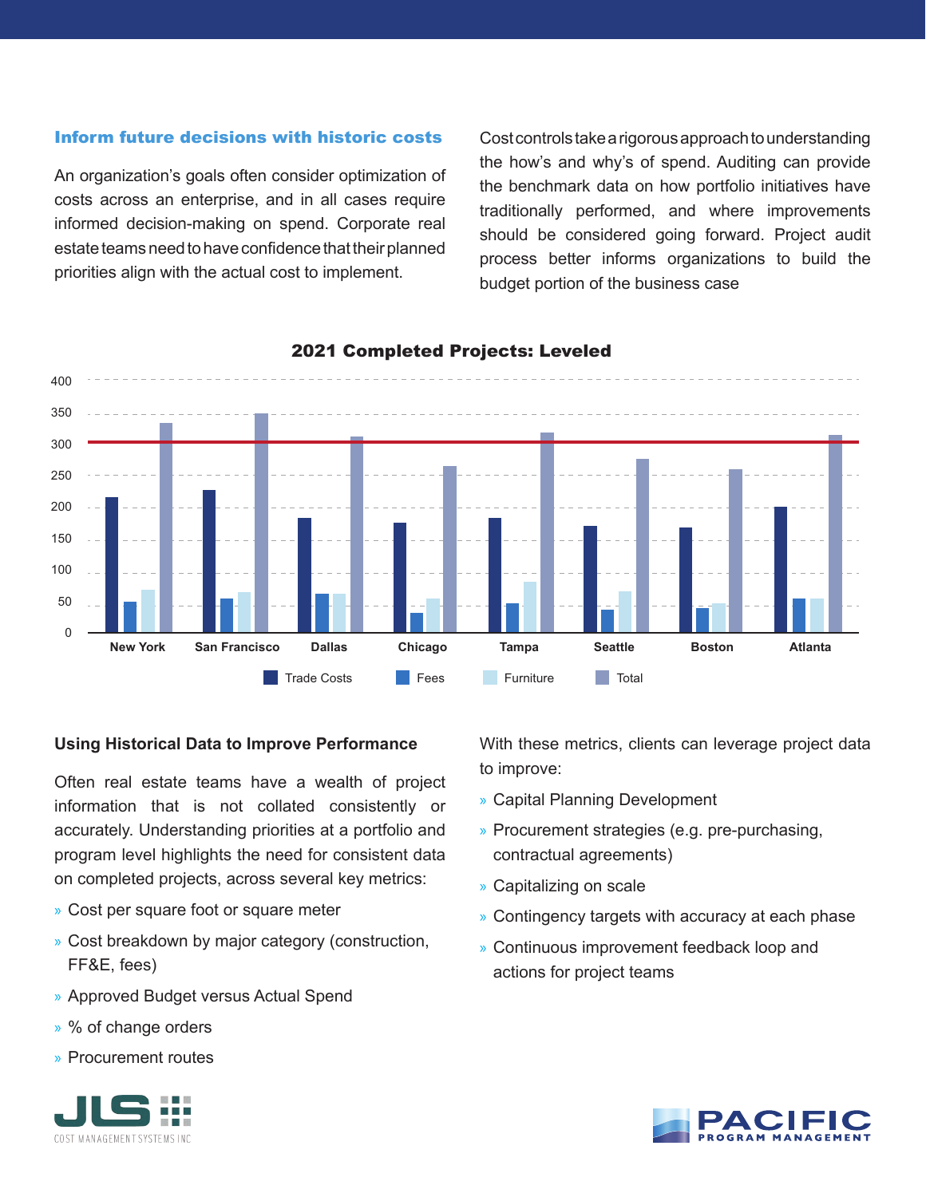## Inform future decisions with historic costs

An organization's goals often consider optimization of costs across an enterprise, and in all cases require informed decision-making on spend. Corporate real estate teams need to have confidence that their planned priorities align with the actual cost to implement.

Cost controls take a rigorous approach to understanding the how's and why's of spend. Auditing can provide the benchmark data on how portfolio initiatives have traditionally performed, and where improvements should be considered going forward. Project audit process better informs organizations to build the budget portion of the business case

### 2021 Completed Projects: Leveled

### Using Historical Data to Improve Performance

Often real estate teams have a wealth of project information that is not collated consistently or accurately. Understanding priorities at a portfolio and program level highlights the need for consistent data on completed projects, across several key metrics:

- Cost per square foot or square meter
- Cost breakdown by major category (construction, FF&E, fees)
- Approved Budget versus Actual Spend
- % of change orders
- Procurement routes

With these metrics, clients can leverage project data to improve:

- Capital Planning Development
- Procurement strategies (e.g. pre-purchasing, contractual agreements)
- Capitalizing on scale
- Contingency targets with accuracy at each phase
- Continuous improvement feedback loop and actions for project teams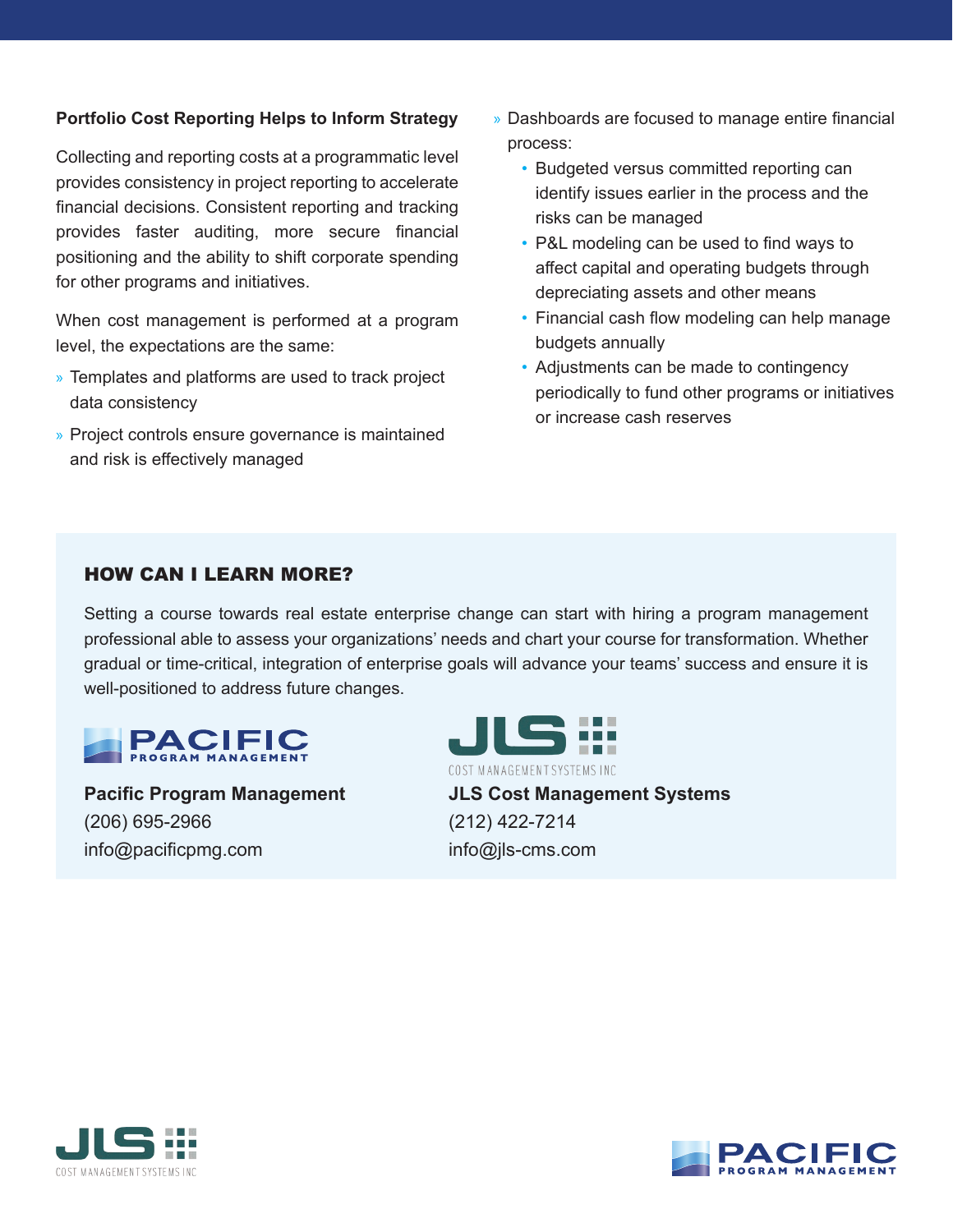**Portfolio Cost Reporting Helps to Inform Strategy**

Collecting and reporting costs at a programmatic level provides consistency in project reporting to accelerate financial decisions. Consistent reporting and tracking provides faster auditing, more secure financial positioning and the ability to shift corporate spending for other programs and initiatives.

When cost management is performed at a program level, the expectations are the same:

- Templates and platforms are used to track project data consistency
- Project controls ensure governance is maintained and risk is effectively managed
- Dashboards are focused to manage entire financial process:
  - Budgeted versus committed reporting can identify issues earlier in the process and the risks can be managed
  - P&L modeling can be used to find ways to affect capital and operating budgets through depreciating assets and other means
  - Financial cash flow modeling can help manage budgets annually
  - Adjustments can be made to contingency periodically to fund other programs or initiatives or increase cash reserves

## HOW CAN I LEARN MORE?

Setting a course towards real estate enterprise change can start with hiring a program management professional able to assess your organizations' needs and chart your course for transformation. Whether gradual or time-critical, integration of enterprise goals will advance your teams' success and ensure it is well-positioned to address future changes.

PACIFIC PROGRAM MANAGEMENT

**Pacific Program Management**
(206) 695-2966
info@pacificpmg.com

JLS COST MANAGEMENT SYSTEMS INC

**JLS Cost Management Systems**
(212) 422-7214
info@jls-cms.com